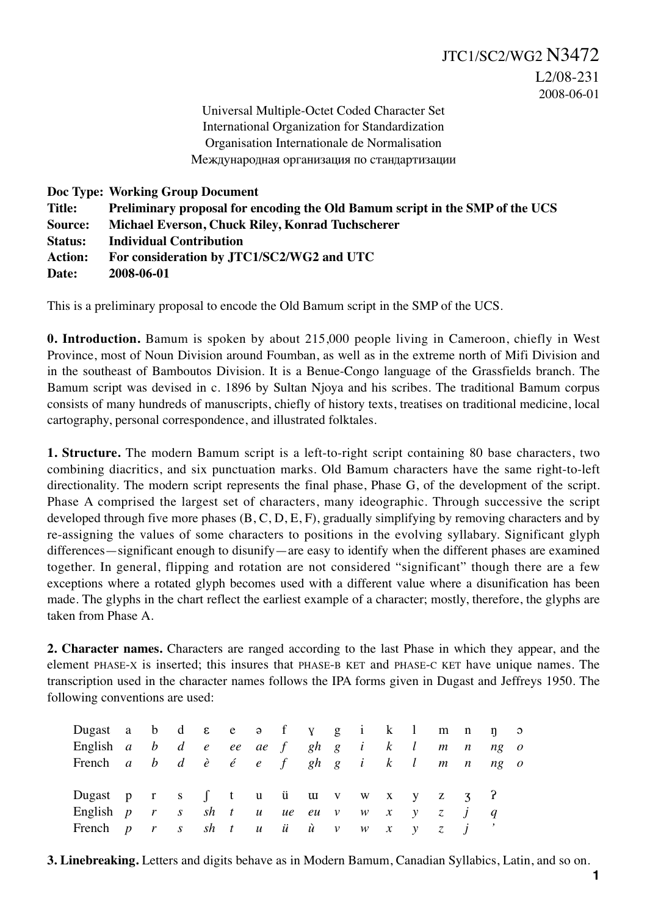JTC1/SC2/WG2 N3472
L2/08-231
2008-06-01

Universal Multiple-Octet Coded Character Set
International Organization for Standardization
Organisation Internationale de Normalisation
Международная организация по стандартизации

**Doc Type: Working Group Document**
**Title: Preliminary proposal for encoding the Old Bamum script in the SMP of the UCS**
**Source: Michael Everson, Chuck Riley, Konrad Tuchscherer**
**Status: Individual Contribution**
**Action: For consideration by JTC1/SC2/WG2 and UTC**
**Date: 2008-06-01**

This is a preliminary proposal to encode the Old Bamum script in the SMP of the UCS.

**0. Introduction.** Bamum is spoken by about 215,000 people living in Cameroon, chiefly in West Province, most of Noun Division around Foumban, as well as in the extreme north of Mifi Division and in the southeast of Bamboutos Division. It is a Benue-Congo language of the Grassfields branch. The Bamum script was devised in c. 1896 by Sultan Njoya and his scribes. The traditional Bamum corpus consists of many hundreds of manuscripts, chiefly of history texts, treatises on traditional medicine, local cartography, personal correspondence, and illustrated folktales.

**1. Structure.** The modern Bamum script is a left-to-right script containing 80 base characters, two combining diacritics, and six punctuation marks. Old Bamum characters have the same right-to-left directionality. The modern script represents the final phase, Phase G, of the development of the script. Phase A comprised the largest set of characters, many ideographic. Through successive the script developed through five more phases (B, C, D, E, F), gradually simplifying by removing characters and by re-assigning the values of some characters to positions in the evolving syllabary. Significant glyph differences—significant enough to disunify—are easy to identify when the different phases are examined together. In general, flipping and rotation are not considered "significant" though there are a few exceptions where a rotated glyph becomes used with a different value where a disunification has been made. The glyphs in the chart reflect the earliest example of a character; mostly, therefore, the glyphs are taken from Phase A.

**2. Character names.** Characters are ranged according to the last Phase in which they appear, and the element PHASE-X is inserted; this insures that PHASE-B KET and PHASE-C KET have unique names. The transcription used in the character names follows the IPA forms given in Dugast and Jeffreys 1950. The following conventions are used:

| Dugast | a | b | d | ɛ | e | ə | f | ɣ | g | i | k | l | m | n | ŋ | ɔ |
|---|---|---|---|---|---|---|---|---|---|---|---|---|---|---|---|---|
| English | *a* | *b* | *d* | *e* | *ee* | *ae* | *f* | *gh* | *g* | *i* | *k* | *l* | *m* | *n* | *ng* | *o* |
| French | *a* | *b* | *d* | *è* | *é* | *e* | *f* | *gh* | *g* | *i* | *k* | *l* | *m* | *n* | *ng* | *o* |

| Dugast | p | r | s | ʃ | t | u | ü | ɯ | v | w | x | y | z | ʒ | ʔ |
|---|---|---|---|---|---|---|---|---|---|---|---|---|---|---|---|
| English | *p* | *r* | *s* | *sh* | *t* | *u* | *ue* | *eu* | *v* | *w* | *x* | *y* | *z* | *j* | *q* |
| French | *p* | *r* | *s* | *sh* | *t* | *u* | *ü* | *ù* | *v* | *w* | *x* | *y* | *z* | *j* | *'* |

**3. Linebreaking.** Letters and digits behave as in Modern Bamum, Canadian Syllabics, Latin, and so on.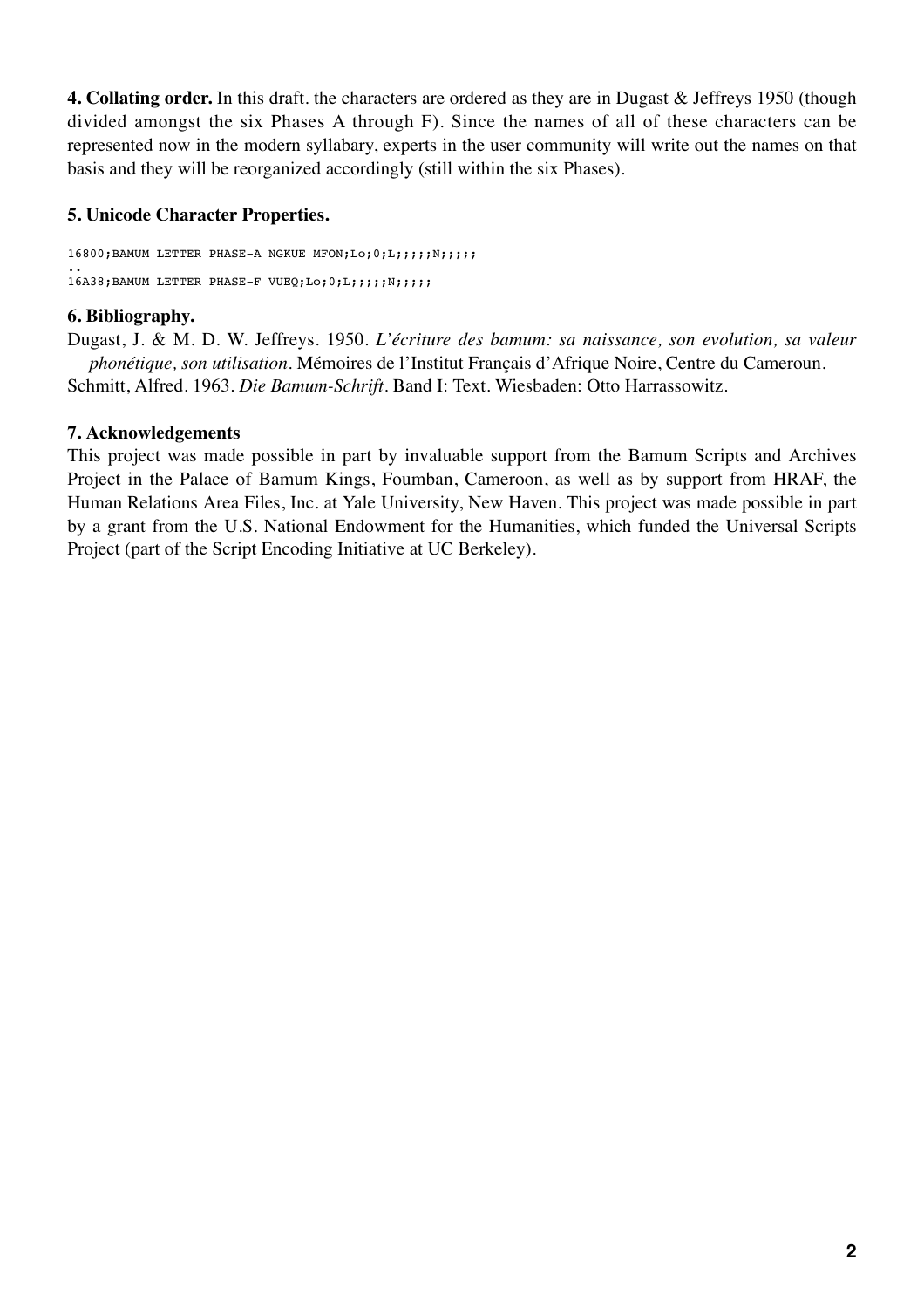**4. Collating order.** In this draft. the characters are ordered as they are in Dugast & Jeffreys 1950 (though divided amongst the six Phases A through F). Since the names of all of these characters can be represented now in the modern syllabary, experts in the user community will write out the names on that basis and they will be reorganized accordingly (still within the six Phases).

**5. Unicode Character Properties.**

```
16800;BAMUM LETTER PHASE-A NGKUE MFON;Lo;0;L;;;;;N;;;;;
..
16A38;BAMUM LETTER PHASE-F VUEQ;Lo;0;L;;;;;N;;;;;
```

**6. Bibliography.**

Dugast, J. & M. D. W. Jeffreys. 1950. *L'écriture des bamum: sa naissance, son evolution, sa valeur phonétique, son utilisation*. Mémoires de l'Institut Français d'Afrique Noire, Centre du Cameroun.

Schmitt, Alfred. 1963. *Die Bamum-Schrift*. Band I: Text. Wiesbaden: Otto Harrassowitz.

**7. Acknowledgements**

This project was made possible in part by invaluable support from the Bamum Scripts and Archives Project in the Palace of Bamum Kings, Foumban, Cameroon, as well as by support from HRAF, the Human Relations Area Files, Inc. at Yale University, New Haven. This project was made possible in part by a grant from the U.S. National Endowment for the Humanities, which funded the Universal Scripts Project (part of the Script Encoding Initiative at UC Berkeley).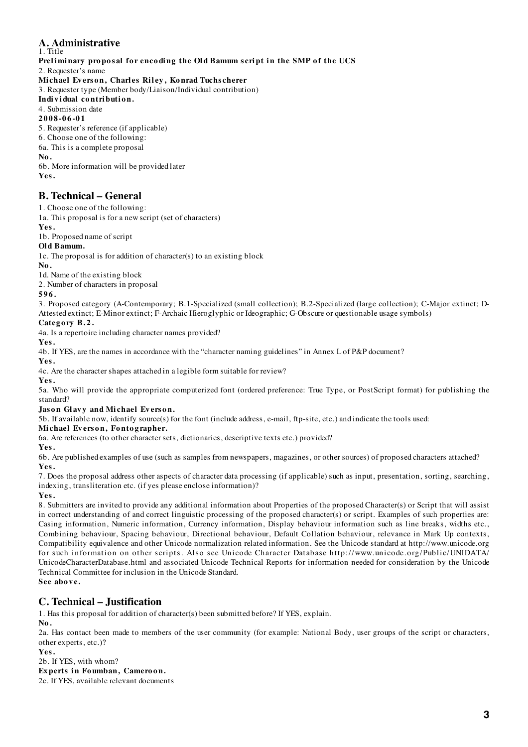## A. Administrative

1. Title

**Preliminary proposal for encoding the Old Bamum script in the SMP of the UCS**

2. Requester's name

**Michael Everson, Charles Riley, Konrad Tuchscherer**

3. Requester type (Member body/Liaison/Individual contribution)

**Individual contribution.**

4. Submission date

**2008-06-01**

5. Requester's reference (if applicable)

6. Choose one of the following:

6a. This is a complete proposal

**No.**

6b. More information will be provided later

**Yes.**

## B. Technical – General

1. Choose one of the following:

1a. This proposal is for a new script (set of characters)

**Yes.**

1b. Proposed name of script

**Old Bamum.**

1c. The proposal is for addition of character(s) to an existing block

**No.**

1d. Name of the existing block

2. Number of characters in proposal

**596.**

3. Proposed category (A-Contemporary; B.1-Specialized (small collection); B.2-Specialized (large collection); C-Major extinct; D-Attested extinct; E-Minor extinct; F-Archaic Hieroglyphic or Ideographic; G-Obscure or questionable usage symbols)

**Category B.2.**

4a. Is a repertoire including character names provided?

**Yes.**

4b. If YES, are the names in accordance with the "character naming guidelines" in Annex L of P&P document?

**Yes.**

4c. Are the character shapes attached in a legible form suitable for review?

**Yes.**

5a. Who will provide the appropriate computerized font (ordered preference: True Type, or PostScript format) for publishing the standard?

**Jason Glavy and Michael Everson.**

5b. If available now, identify source(s) for the font (include address, e-mail, ftp-site, etc.) and indicate the tools used:

**Michael Everson, Fontographer.**

6a. Are references (to other character sets, dictionaries, descriptive texts etc.) provided?

**Yes.**

6b. Are published examples of use (such as samples from newspapers, magazines, or other sources) of proposed characters attached?

**Yes.**

7. Does the proposal address other aspects of character data processing (if applicable) such as input, presentation, sorting, searching, indexing, transliteration etc. (if yes please enclose information)?

**Yes.**

8. Submitters are invited to provide any additional information about Properties of the proposed Character(s) or Script that will assist in correct understanding of and correct linguistic processing of the proposed character(s) or script. Examples of such properties are: Casing information, Numeric information, Currency information, Display behaviour information such as line breaks, widths etc., Combining behaviour, Spacing behaviour, Directional behaviour, Default Collation behaviour, relevance in Mark Up contexts, Compatibility equivalence and other Unicode normalization related information. See the Unicode standard at http://www.unicode.org for such information on other scripts. Also see Unicode Character Database http://www.unicode.org/Public/UNIDATA/UnicodeCharacterDatabase.html and associated Unicode Technical Reports for information needed for consideration by the Unicode Technical Committee for inclusion in the Unicode Standard.

**See above.**

## C. Technical – Justification

1. Has this proposal for addition of character(s) been submitted before? If YES, explain.

**No.**

2a. Has contact been made to members of the user community (for example: National Body, user groups of the script or characters, other experts, etc.)?

**Yes.**

2b. If YES, with whom?

**Experts in Foumban, Cameroon.**

2c. If YES, available relevant documents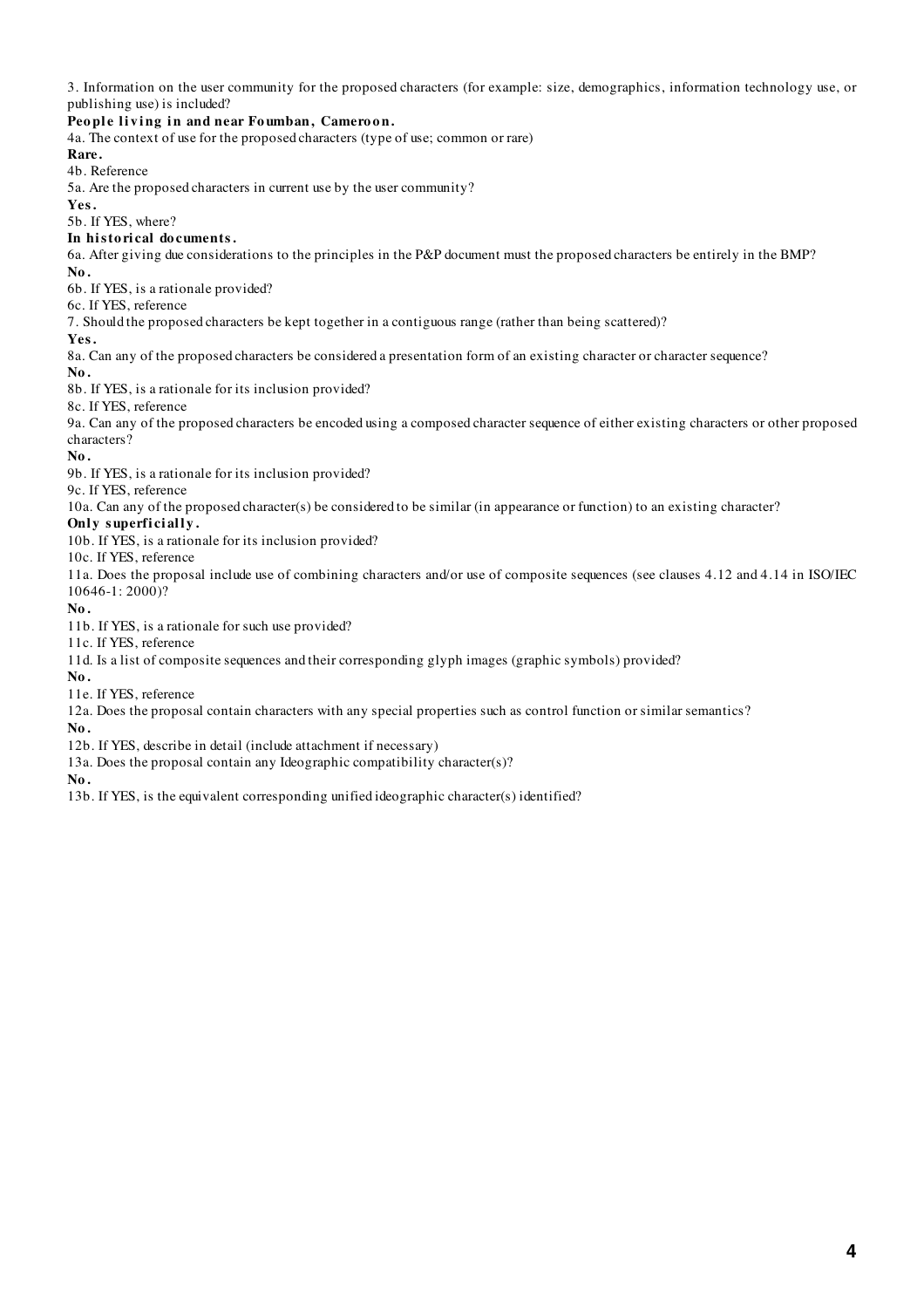3. Information on the user community for the proposed characters (for example: size, demographics, information technology use, or publishing use) is included?

**People living in and near Foumban, Cameroon.**

4a. The context of use for the proposed characters (type of use; common or rare)

**Rare.**

4b. Reference

5a. Are the proposed characters in current use by the user community?

**Yes.**

5b. If YES, where?

**In historical documents.**

6a. After giving due considerations to the principles in the P&P document must the proposed characters be entirely in the BMP?

**No.**

6b. If YES, is a rationale provided?

6c. If YES, reference

7. Should the proposed characters be kept together in a contiguous range (rather than being scattered)?

**Yes.**

8a. Can any of the proposed characters be considered a presentation form of an existing character or character sequence?

**No.**

8b. If YES, is a rationale for its inclusion provided?

8c. If YES, reference

9a. Can any of the proposed characters be encoded using a composed character sequence of either existing characters or other proposed characters?

**No.**

9b. If YES, is a rationale for its inclusion provided?

9c. If YES, reference

10a. Can any of the proposed character(s) be considered to be similar (in appearance or function) to an existing character?

**Only superficially.**

10b. If YES, is a rationale for its inclusion provided?

10c. If YES, reference

11a. Does the proposal include use of combining characters and/or use of composite sequences (see clauses 4.12 and 4.14 in ISO/IEC 10646-1: 2000)?

**No.**

11b. If YES, is a rationale for such use provided?

11c. If YES, reference

11d. Is a list of composite sequences and their corresponding glyph images (graphic symbols) provided?

**No.**

11e. If YES, reference

12a. Does the proposal contain characters with any special properties such as control function or similar semantics?

**No.**

12b. If YES, describe in detail (include attachment if necessary)

13a. Does the proposal contain any Ideographic compatibility character(s)?

**No.**

13b. If YES, is the equivalent corresponding unified ideographic character(s) identified?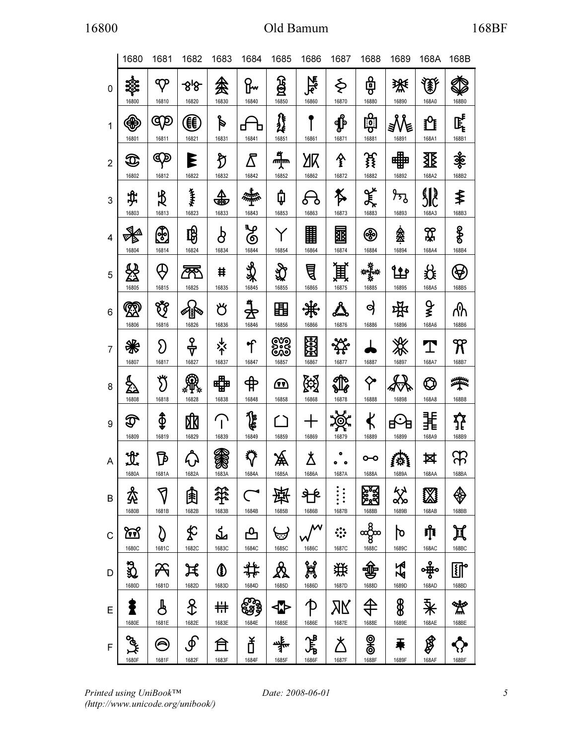| | 1680 | 1681 | 1682 | 1683 | 1684 | 1685 | 1686 | 1687 | 1688 | 1689 | 168A | 168B |
|---|---|---|---|---|---|---|---|---|---|---|---|---|
| 0 | 16800 | 16810 | 16820 | 16830 | 16840 | 16850 | 16860 | 16870 | 16880 | 16890 | 168A0 | 168B0 |
| 1 | 16801 | 16811 | 16821 | 16831 | 16841 | 16851 | 16861 | 16871 | 16881 | 16891 | 168A1 | 168B1 |
| 2 | 16802 | 16812 | 16822 | 16832 | 16842 | 16852 | 16862 | 16872 | 16882 | 16892 | 168A2 | 168B2 |
| 3 | 16803 | 16813 | 16823 | 16833 | 16843 | 16853 | 16863 | 16873 | 16883 | 16893 | 168A3 | 168B3 |
| 4 | 16804 | 16814 | 16824 | 16834 | 16844 | 16854 | 16864 | 16874 | 16884 | 16894 | 168A4 | 168B4 |
| 5 | 16805 | 16815 | 16825 | 16835 | 16845 | 16855 | 16865 | 16875 | 16885 | 16895 | 168A5 | 168B5 |
| 6 | 16806 | 16816 | 16826 | 16836 | 16846 | 16856 | 16866 | 16876 | 16886 | 16896 | 168A6 | 168B6 |
| 7 | 16807 | 16817 | 16827 | 16837 | 16847 | 16857 | 16867 | 16877 | 16887 | 16897 | 168A7 | 168B7 |
| 8 | 16808 | 16818 | 16828 | 16838 | 16848 | 16858 | 16868 | 16878 | 16888 | 16898 | 168A8 | 168B8 |
| 9 | 16809 | 16819 | 16829 | 16839 | 16849 | 16859 | 16869 | 16879 | 16889 | 16899 | 168A9 | 168B9 |
| A | 1680A | 1681A | 1682A | 1683A | 1684A | 1685A | 1686A | 1687A | 1688A | 1689A | 168AA | 168BA |
| B | 1680B | 1681B | 1682B | 1683B | 1684B | 1685B | 1686B | 1687B | 1688B | 1689B | 168AB | 168BB |
| C | 1680C | 1681C | 1682C | 1683C | 1684C | 1685C | 1686C | 1687C | 1688C | 1689C | 168AC | 168BC |
| D | 1680D | 1681D | 1682D | 1683D | 1684D | 1685D | 1686D | 1687D | 1688D | 1689D | 168AD | 168BD |
| E | 1680E | 1681E | 1682E | 1683E | 1684E | 1685E | 1686E | 1687E | 1688E | 1689E | 168AE | 168BE |
| F | 1680F | 1681F | 1682F | 1683F | 1684F | 1685F | 1686F | 1687F | 1688F | 1689F | 168AF | 168BF |

*Printed using UniBook™ (http://www.unicode.org/unibook/)*

*Date: 2008-06-01*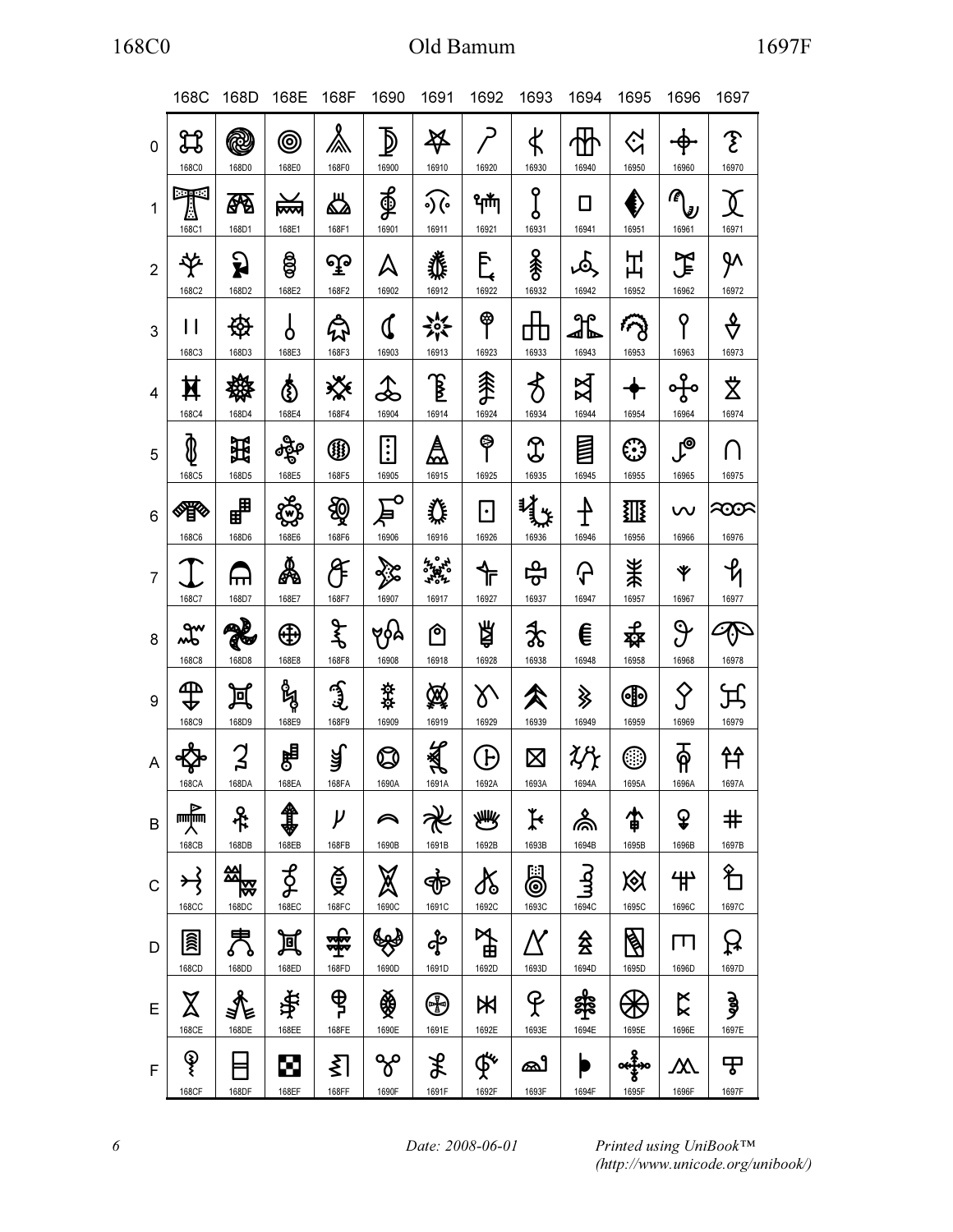# Old Bamum (168C0–1697F)

| | 168C | 168D | 168E | 168F | 1690 | 1691 | 1692 | 1693 | 1694 | 1695 | 1696 | 1697 |
|---|---|---|---|---|---|---|---|---|---|---|---|---|
| 0 | 168C0 | 168D0 | 168E0 | 168F0 | 16900 | 16910 | 16920 | 16930 | 16940 | 16950 | 16960 | 16970 |
| 1 | 168C1 | 168D1 | 168E1 | 168F1 | 16901 | 16911 | 16921 | 16931 | 16941 | 16951 | 16961 | 16971 |
| 2 | 168C2 | 168D2 | 168E2 | 168F2 | 16902 | 16912 | 16922 | 16932 | 16942 | 16952 | 16962 | 16972 |
| 3 | 168C3 | 168D3 | 168E3 | 168F3 | 16903 | 16913 | 16923 | 16933 | 16943 | 16953 | 16963 | 16973 |
| 4 | 168C4 | 168D4 | 168E4 | 168F4 | 16904 | 16914 | 16924 | 16934 | 16944 | 16954 | 16964 | 16974 |
| 5 | 168C5 | 168D5 | 168E5 | 168F5 | 16905 | 16915 | 16925 | 16935 | 16945 | 16955 | 16965 | 16975 |
| 6 | 168C6 | 168D6 | 168E6 | 168F6 | 16906 | 16916 | 16926 | 16936 | 16946 | 16956 | 16966 | 16976 |
| 7 | 168C7 | 168D7 | 168E7 | 168F7 | 16907 | 16917 | 16927 | 16937 | 16947 | 16957 | 16967 | 16977 |
| 8 | 168C8 | 168D8 | 168E8 | 168F8 | 16908 | 16918 | 16928 | 16938 | 16948 | 16958 | 16968 | 16978 |
| 9 | 168C9 | 168D9 | 168E9 | 168F9 | 16909 | 16919 | 16929 | 16939 | 16949 | 16959 | 16969 | 16979 |
| A | 168CA | 168DA | 168EA | 168FA | 1690A | 1691A | 1692A | 1693A | 1694A | 1695A | 1696A | 1697A |
| B | 168CB | 168DB | 168EB | 168FB | 1690B | 1691B | 1692B | 1693B | 1694B | 1695B | 1696B | 1697B |
| C | 168CC | 168DC | 168EC | 168FC | 1690C | 1691C | 1692C | 1693C | 1694C | 1695C | 1696C | 1697C |
| D | 168CD | 168DD | 168ED | 168FD | 1690D | 1691D | 1692D | 1693D | 1694D | 1695D | 1696D | 1697D |
| E | 168CE | 168DE | 168EE | 168FE | 1690E | 1691E | 1692E | 1693E | 1694E | 1695E | 1696E | 1697E |
| F | 168CF | 168DF | 168EF | 168FF | 1690F | 1691F | 1692F | 1693F | 1694F | 1695F | 1696F | 1697F |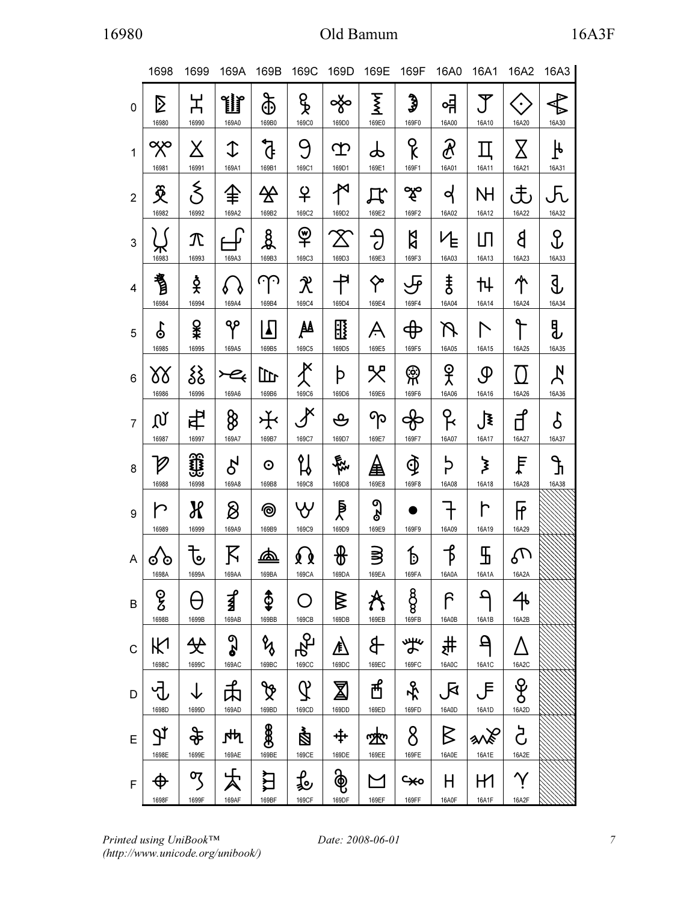| | 1698 | 1699 | 169A | 169B | 169C | 169D | 169E | 169F | 16A0 | 16A1 | 16A2 | 16A3 |
|---|---|---|---|---|---|---|---|---|---|---|---|---|
| 0 | 16980 | 16990 | 169A0 | 169B0 | 169C0 | 169D0 | 169E0 | 169F0 | 16A00 | 16A10 | 16A20 | 16A30 |
| 1 | 16981 | 16991 | 169A1 | 169B1 | 169C1 | 169D1 | 169E1 | 169F1 | 16A01 | 16A11 | 16A21 | 16A31 |
| 2 | 16982 | 16992 | 169A2 | 169B2 | 169C2 | 169D2 | 169E2 | 169F2 | 16A02 | 16A12 | 16A22 | 16A32 |
| 3 | 16983 | 16993 | 169A3 | 169B3 | 169C3 | 169D3 | 169E3 | 169F3 | 16A03 | 16A13 | 16A23 | 16A33 |
| 4 | 16984 | 16994 | 169A4 | 169B4 | 169C4 | 169D4 | 169E4 | 169F4 | 16A04 | 16A14 | 16A24 | 16A34 |
| 5 | 16985 | 16995 | 169A5 | 169B5 | 169C5 | 169D5 | 169E5 | 169F5 | 16A05 | 16A15 | 16A25 | 16A35 |
| 6 | 16986 | 16996 | 169A6 | 169B6 | 169C6 | 169D6 | 169E6 | 169F6 | 16A06 | 16A16 | 16A26 | 16A36 |
| 7 | 16987 | 16997 | 169A7 | 169B7 | 169C7 | 169D7 | 169E7 | 169F7 | 16A07 | 16A17 | 16A27 | 16A37 |
| 8 | 16988 | 16998 | 169A8 | 169B8 | 169C8 | 169D8 | 169E8 | 169F8 | 16A08 | 16A18 | 16A28 | 16A38 |
| 9 | 16989 | 16999 | 169A9 | 169B9 | 169C9 | 169D9 | 169E9 | 169F9 | 16A09 | 16A19 | 16A29 | |
| A | 1698A | 1699A | 169AA | 169BA | 169CA | 169DA | 169EA | 169FA | 16A0A | 16A1A | 16A2A | |
| B | 1698B | 1699B | 169AB | 169BB | 169CB | 169DB | 169EB | 169FB | 16A0B | 16A1B | 16A2B | |
| C | 1698C | 1699C | 169AC | 169BC | 169CC | 169DC | 169EC | 169FC | 16A0C | 16A1C | 16A2C | |
| D | 1698D | 1699D | 169AD | 169BD | 169CD | 169DD | 169ED | 169FD | 16A0D | 16A1D | 16A2D | |
| E | 1698E | 1699E | 169AE | 169BE | 169CE | 169DE | 169EE | 169FE | 16A0E | 16A1E | 16A2E | |
| F | 1698F | 1699F | 169AF | 169BF | 169CF | 169DF | 169EF | 169FF | 16A0F | 16A1F | 16A2F | |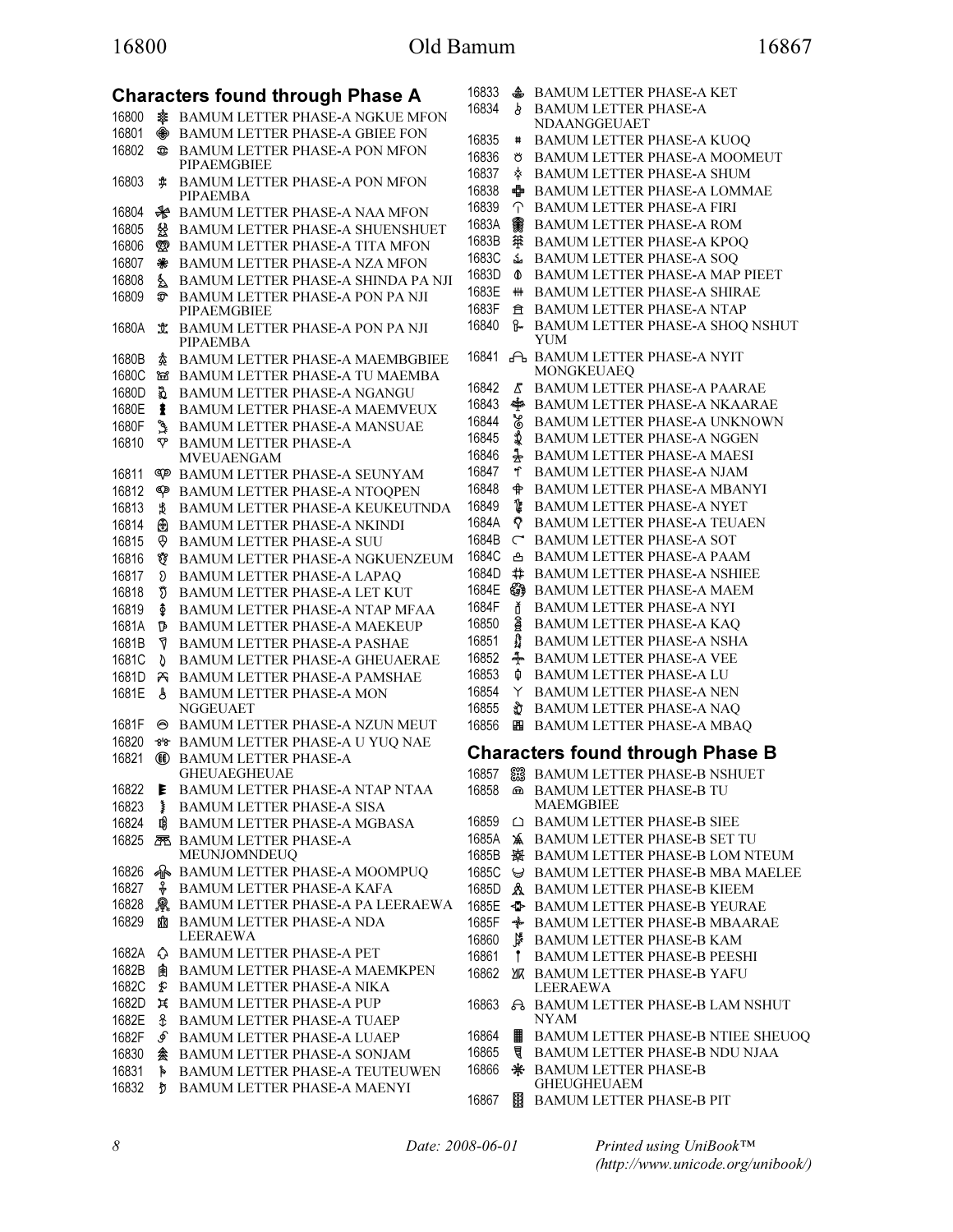## Characters found through Phase A

16800 𖠀 BAMUM LETTER PHASE-A NGKUE MFON
16801 𖠁 BAMUM LETTER PHASE-A GBIEE FON
16802 𖠂 BAMUM LETTER PHASE-A PON MFON PIPAEMGBIEE
16803 𖠃 BAMUM LETTER PHASE-A PON MFON PIPAEMBA
16804 𖠄 BAMUM LETTER PHASE-A NAA MFON
16805 𖠅 BAMUM LETTER PHASE-A SHUENSHUET
16806 𖠆 BAMUM LETTER PHASE-A TITA MFON
16807 𖠇 BAMUM LETTER PHASE-A NZA MFON
16808 𖠈 BAMUM LETTER PHASE-A SHINDA PA NJI
16809 𖠉 BAMUM LETTER PHASE-A PON PA NJI PIPAEMGBIEE
1680A 𖠊 BAMUM LETTER PHASE-A PON PA NJI PIPAEMBA
1680B 𖠋 BAMUM LETTER PHASE-A MAEMBGBIEE
1680C 𖠌 BAMUM LETTER PHASE-A TU MAEMBA
1680D 𖠍 BAMUM LETTER PHASE-A NGANGU
1680E 𖠎 BAMUM LETTER PHASE-A MAEMVEUX
1680F 𖠏 BAMUM LETTER PHASE-A MANSUAE
16810 𖠐 BAMUM LETTER PHASE-A MVEUAENGAM
16811 𖠑 BAMUM LETTER PHASE-A SEUNYAM
16812 𖠒 BAMUM LETTER PHASE-A NTOQPEN
16813 𖠓 BAMUM LETTER PHASE-A KEUKEUTNDA
16814 𖠔 BAMUM LETTER PHASE-A NKINDI
16815 𖠕 BAMUM LETTER PHASE-A SUU
16816 𖠖 BAMUM LETTER PHASE-A NGKUENZEUM
16817 𖠗 BAMUM LETTER PHASE-A LAPAQ
16818 𖠘 BAMUM LETTER PHASE-A LET KUT
16819 𖠙 BAMUM LETTER PHASE-A NTAP MFAA
1681A 𖠚 BAMUM LETTER PHASE-A MAEKEUP
1681B 𖠛 BAMUM LETTER PHASE-A PASHAE
1681C 𖠜 BAMUM LETTER PHASE-A GHEUAERAE
1681D 𖠝 BAMUM LETTER PHASE-A PAMSHAE
1681E 𖠞 BAMUM LETTER PHASE-A MON NGGEUAET
1681F 𖠟 BAMUM LETTER PHASE-A NZUN MEUT
16820 𖠠 BAMUM LETTER PHASE-A U YUQ NAE
16821 𖠡 BAMUM LETTER PHASE-A GHEUAEGHEUAE
16822 𖠢 BAMUM LETTER PHASE-A NTAP NTAA
16823 𖠣 BAMUM LETTER PHASE-A SISA
16824 𖠤 BAMUM LETTER PHASE-A MGBASA
16825 𖠥 BAMUM LETTER PHASE-A MEUNJOMNDEUQ
16826 𖠦 BAMUM LETTER PHASE-A MOOMPUQ
16827 𖠧 BAMUM LETTER PHASE-A KAFA
16828 𖠨 BAMUM LETTER PHASE-A PA LEERAEWA
16829 𖠩 BAMUM LETTER PHASE-A NDA LEERAEWA
1682A 𖠪 BAMUM LETTER PHASE-A PET
1682B 𖠫 BAMUM LETTER PHASE-A MAEMKPEN
1682C 𖠬 BAMUM LETTER PHASE-A NIKA
1682D 𖠭 BAMUM LETTER PHASE-A PUP
1682E 𖠮 BAMUM LETTER PHASE-A TUAEP
1682F 𖠯 BAMUM LETTER PHASE-A LUAEP
16830 𖠰 BAMUM LETTER PHASE-A SONJAM
16831 𖠱 BAMUM LETTER PHASE-A TEUTEUWEN
16832 𖠲 BAMUM LETTER PHASE-A MAENYI
16833 𖠳 BAMUM LETTER PHASE-A KET
16834 𖠴 BAMUM LETTER PHASE-A NDAANGGEUAET
16835 𖠵 BAMUM LETTER PHASE-A KUOQ
16836 𖠶 BAMUM LETTER PHASE-A MOOMEUT
16837 𖠷 BAMUM LETTER PHASE-A SHUM
16838 𖠸 BAMUM LETTER PHASE-A LOMMAE
16839 𖠹 BAMUM LETTER PHASE-A FIRI
1683A 𖠺 BAMUM LETTER PHASE-A ROM
1683B 𖠻 BAMUM LETTER PHASE-A KPOQ
1683C 𖠼 BAMUM LETTER PHASE-A SOQ
1683D 𖠽 BAMUM LETTER PHASE-A MAP PIEET
1683E 𖠾 BAMUM LETTER PHASE-A SHIRAE
1683F 𖠿 BAMUM LETTER PHASE-A NTAP
16840 𖡀 BAMUM LETTER PHASE-A SHOQ NSHUT YUM
16841 𖡁 BAMUM LETTER PHASE-A NYIT MONGKEUAEQ
16842 𖡂 BAMUM LETTER PHASE-A PAARAE
16843 𖡃 BAMUM LETTER PHASE-A NKAARAE
16844 𖡄 BAMUM LETTER PHASE-A UNKNOWN
16845 𖡅 BAMUM LETTER PHASE-A NGGEN
16846 𖡆 BAMUM LETTER PHASE-A MAESI
16847 𖡇 BAMUM LETTER PHASE-A NJAM
16848 𖡈 BAMUM LETTER PHASE-A MBANYI
16849 𖡉 BAMUM LETTER PHASE-A NYET
1684A 𖡊 BAMUM LETTER PHASE-A TEUAEN
1684B 𖡋 BAMUM LETTER PHASE-A SOT
1684C 𖡌 BAMUM LETTER PHASE-A PAAM
1684D 𖡍 BAMUM LETTER PHASE-A NSHIEE
1684E 𖡎 BAMUM LETTER PHASE-A MAEM
1684F 𖡏 BAMUM LETTER PHASE-A NYI
16850 𖡐 BAMUM LETTER PHASE-A KAQ
16851 𖡑 BAMUM LETTER PHASE-A NSHA
16852 𖡒 BAMUM LETTER PHASE-A VEE
16853 𖡓 BAMUM LETTER PHASE-A LU
16854 𖡔 BAMUM LETTER PHASE-A NEN
16855 𖡕 BAMUM LETTER PHASE-A NAQ
16856 𖡖 BAMUM LETTER PHASE-A MBAQ

## Characters found through Phase B

16857 𖡗 BAMUM LETTER PHASE-B NSHUET
16858 𖡘 BAMUM LETTER PHASE-B TU MAEMGBIEE
16859 𖡙 BAMUM LETTER PHASE-B SIEE
1685A 𖡚 BAMUM LETTER PHASE-B SET TU
1685B 𖡛 BAMUM LETTER PHASE-B LOM NTEUM
1685C 𖡜 BAMUM LETTER PHASE-B MBA MAELEE
1685D 𖡝 BAMUM LETTER PHASE-B KIEEM
1685E 𖡞 BAMUM LETTER PHASE-B YEURAE
1685F 𖡟 BAMUM LETTER PHASE-B MBAARAE
16860 𖡠 BAMUM LETTER PHASE-B KAM
16861 𖡡 BAMUM LETTER PHASE-B PEESHI
16862 𖡢 BAMUM LETTER PHASE-B YAFU LEERAEWA
16863 𖡣 BAMUM LETTER PHASE-B LAM NSHUT NYAM
16864 𖡤 BAMUM LETTER PHASE-B NTIEE SHEUOQ
16865 𖡥 BAMUM LETTER PHASE-B NDU NJAA
16866 𖡦 BAMUM LETTER PHASE-B GHEUGHEUAEM
16867 𖡧 BAMUM LETTER PHASE-B PIT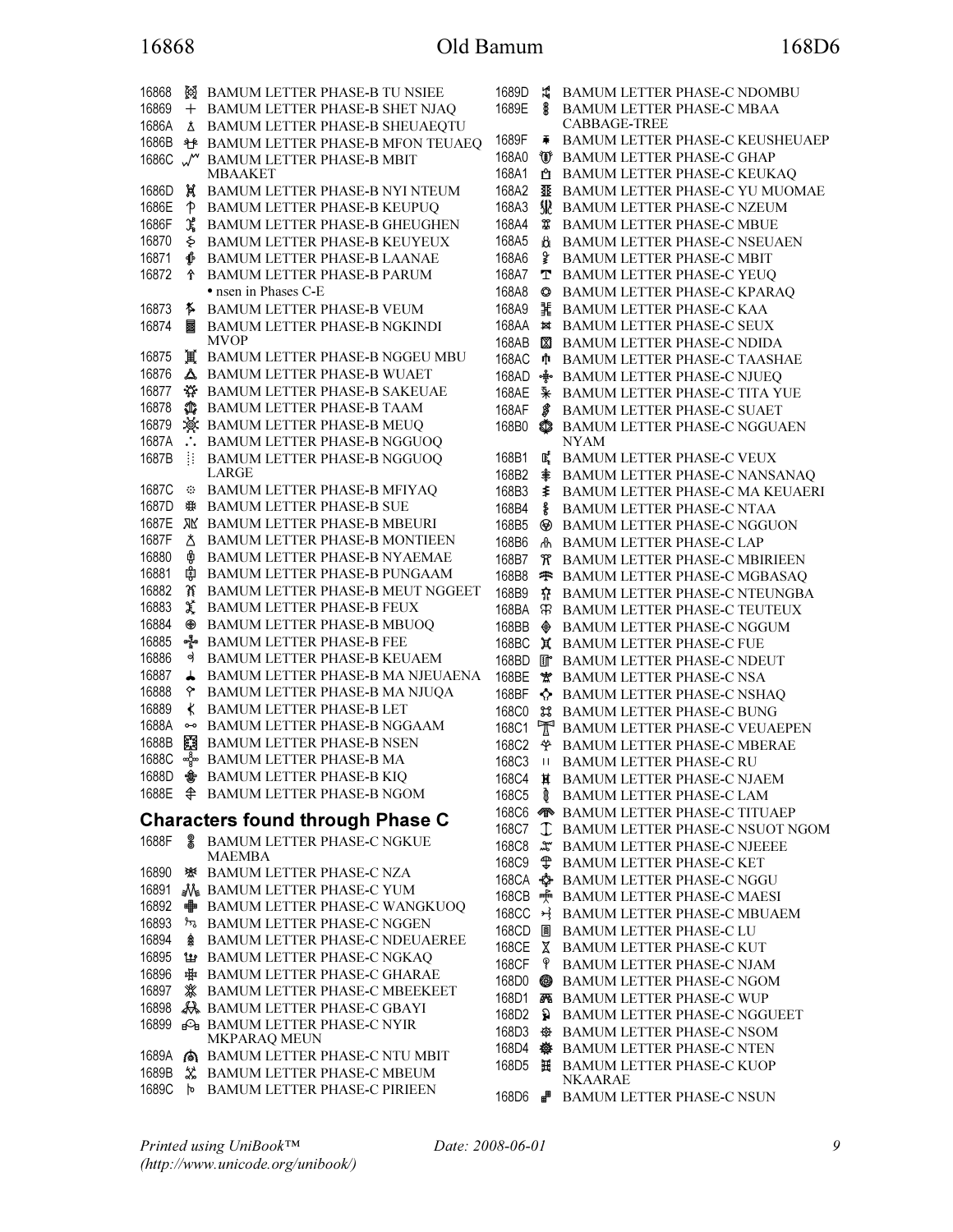16868 𖡨 BAMUM LETTER PHASE-B TU NSIEE
16869 𖡩 BAMUM LETTER PHASE-B SHET NJAQ
1686A 𖡪 BAMUM LETTER PHASE-B SHEUAEQTU
1686B 𖡫 BAMUM LETTER PHASE-B MFON TEUAEQ
1686C 𖡬 BAMUM LETTER PHASE-B MBIT MBAAKET
1686D 𖡭 BAMUM LETTER PHASE-B NYI NTEUM
1686E 𖡮 BAMUM LETTER PHASE-B KEUPUQ
1686F 𖡯 BAMUM LETTER PHASE-B GHEUGHEN
16870 𖡰 BAMUM LETTER PHASE-B KEUYEUX
16871 𖡱 BAMUM LETTER PHASE-B LAANAE
16872 𖡲 BAMUM LETTER PHASE-B PARUM
- nsen in Phases C-E

16873 𖡳 BAMUM LETTER PHASE-B VEUM
16874 𖡴 BAMUM LETTER PHASE-B NGKINDI MVOP
16875 𖡵 BAMUM LETTER PHASE-B NGGEU MBU
16876 𖡶 BAMUM LETTER PHASE-B WUAET
16877 𖡷 BAMUM LETTER PHASE-B SAKEUAE
16878 𖡸 BAMUM LETTER PHASE-B TAAM
16879 𖡹 BAMUM LETTER PHASE-B MEUQ
1687A 𖡺 BAMUM LETTER PHASE-B NGGUOQ
1687B 𖡻 BAMUM LETTER PHASE-B NGGUOQ LARGE
1687C 𖡼 BAMUM LETTER PHASE-B MFIYAQ
1687D 𖡽 BAMUM LETTER PHASE-B SUE
1687E 𖡾 BAMUM LETTER PHASE-B MBEURI
1687F 𖡿 BAMUM LETTER PHASE-B MONTIEEN
16880 𖢀 BAMUM LETTER PHASE-B NYAEMAE
16881 𖢁 BAMUM LETTER PHASE-B PUNGAAM
16882 𖢂 BAMUM LETTER PHASE-B MEUT NGGEET
16883 𖢃 BAMUM LETTER PHASE-B FEUX
16884 𖢄 BAMUM LETTER PHASE-B MBUOQ
16885 𖢅 BAMUM LETTER PHASE-B FEE
16886 𖢆 BAMUM LETTER PHASE-B KEUAEM
16887 𖢇 BAMUM LETTER PHASE-B MA NJEUAENA
16888 𖢈 BAMUM LETTER PHASE-B MA NJUQA
16889 𖢉 BAMUM LETTER PHASE-B LET
1688A 𖢊 BAMUM LETTER PHASE-B NGGAAM
1688B 𖢋 BAMUM LETTER PHASE-B NSEN
1688C 𖢌 BAMUM LETTER PHASE-B MA
1688D 𖢍 BAMUM LETTER PHASE-B KIQ
1688E 𖢎 BAMUM LETTER PHASE-B NGOM

## Characters found through Phase C

1688F 𖢏 BAMUM LETTER PHASE-C NGKUE MAEMBA
16890 𖢐 BAMUM LETTER PHASE-C NZA
16891 𖢑 BAMUM LETTER PHASE-C YUM
16892 𖢒 BAMUM LETTER PHASE-C WANGKUOQ
16893 𖢓 BAMUM LETTER PHASE-C NGGEN
16894 𖢔 BAMUM LETTER PHASE-C NDEUAEREE
16895 𖢕 BAMUM LETTER PHASE-C NGKAQ
16896 𖢖 BAMUM LETTER PHASE-C GHARAE
16897 𖢗 BAMUM LETTER PHASE-C MBEEKEET
16898 𖢘 BAMUM LETTER PHASE-C GBAYI
16899 𖢙 BAMUM LETTER PHASE-C NYIR MKPARAQ MEUN
1689A 𖢚 BAMUM LETTER PHASE-C NTU MBIT
1689B 𖢛 BAMUM LETTER PHASE-C MBEUM
1689C 𖢜 BAMUM LETTER PHASE-C PIRIEEN
1689D 𖢝 BAMUM LETTER PHASE-C NDOMBU
1689E 𖢞 BAMUM LETTER PHASE-C MBAA CABBAGE-TREE
1689F 𖢟 BAMUM LETTER PHASE-C KEUSHEUAEP
168A0 𖢠 BAMUM LETTER PHASE-C GHAP
168A1 𖢡 BAMUM LETTER PHASE-C KEUKAQ
168A2 𖢢 BAMUM LETTER PHASE-C YU MUOMAE
168A3 𖢣 BAMUM LETTER PHASE-C NZEUM
168A4 𖢤 BAMUM LETTER PHASE-C MBUE
168A5 𖢥 BAMUM LETTER PHASE-C NSEUAEN
168A6 𖢦 BAMUM LETTER PHASE-C MBIT
168A7 𖢧 BAMUM LETTER PHASE-C YEUQ
168A8 𖢨 BAMUM LETTER PHASE-C KPARAQ
168A9 𖢩 BAMUM LETTER PHASE-C KAA
168AA 𖢪 BAMUM LETTER PHASE-C SEUX
168AB 𖢫 BAMUM LETTER PHASE-C NDIDA
168AC 𖢬 BAMUM LETTER PHASE-C TAASHAE
168AD 𖢭 BAMUM LETTER PHASE-C NJUEQ
168AE 𖢮 BAMUM LETTER PHASE-C TITA YUE
168AF 𖢯 BAMUM LETTER PHASE-C SUAET
168B0 𖢰 BAMUM LETTER PHASE-C NGGUAEN NYAM
168B1 𖢱 BAMUM LETTER PHASE-C VEUX
168B2 𖢲 BAMUM LETTER PHASE-C NANSANAQ
168B3 𖢳 BAMUM LETTER PHASE-C MA KEUAERI
168B4 𖢴 BAMUM LETTER PHASE-C NTAA
168B5 𖢵 BAMUM LETTER PHASE-C NGGUON
168B6 𖢶 BAMUM LETTER PHASE-C LAP
168B7 𖢷 BAMUM LETTER PHASE-C MBIRIEEN
168B8 𖢸 BAMUM LETTER PHASE-C MGBASAQ
168B9 𖢹 BAMUM LETTER PHASE-C NTEUNGBA
168BA 𖢺 BAMUM LETTER PHASE-C TEUTEUX
168BB 𖢻 BAMUM LETTER PHASE-C NGGUM
168BC 𖢼 BAMUM LETTER PHASE-C FUE
168BD 𖢽 BAMUM LETTER PHASE-C NDEUT
168BE 𖢾 BAMUM LETTER PHASE-C NSA
168BF 𖢿 BAMUM LETTER PHASE-C NSHAQ
168C0 𖣀 BAMUM LETTER PHASE-C BUNG
168C1 𖣁 BAMUM LETTER PHASE-C VEUAEPEN
168C2 𖣂 BAMUM LETTER PHASE-C MBERAE
168C3 𖣃 BAMUM LETTER PHASE-C RU
168C4 𖣄 BAMUM LETTER PHASE-C NJAEM
168C5 𖣅 BAMUM LETTER PHASE-C LAM
168C6 𖣆 BAMUM LETTER PHASE-C TITUAEP
168C7 𖣇 BAMUM LETTER PHASE-C NSUOT NGOM
168C8 𖣈 BAMUM LETTER PHASE-C NJEEEE
168C9 𖣉 BAMUM LETTER PHASE-C KET
168CA 𖣊 BAMUM LETTER PHASE-C NGGU
168CB 𖣋 BAMUM LETTER PHASE-C MAESI
168CC 𖣌 BAMUM LETTER PHASE-C MBUAEM
168CD 𖣍 BAMUM LETTER PHASE-C LU
168CE 𖣎 BAMUM LETTER PHASE-C KUT
168CF 𖣏 BAMUM LETTER PHASE-C NJAM
168D0 𖣐 BAMUM LETTER PHASE-C NGOM
168D1 𖣑 BAMUM LETTER PHASE-C WUP
168D2 𖣒 BAMUM LETTER PHASE-C NGGUEET
168D3 𖣓 BAMUM LETTER PHASE-C NSOM
168D4 𖣔 BAMUM LETTER PHASE-C NTEN
168D5 𖣕 BAMUM LETTER PHASE-C KUOP NKAARAE
168D6 𖣖 BAMUM LETTER PHASE-C NSUN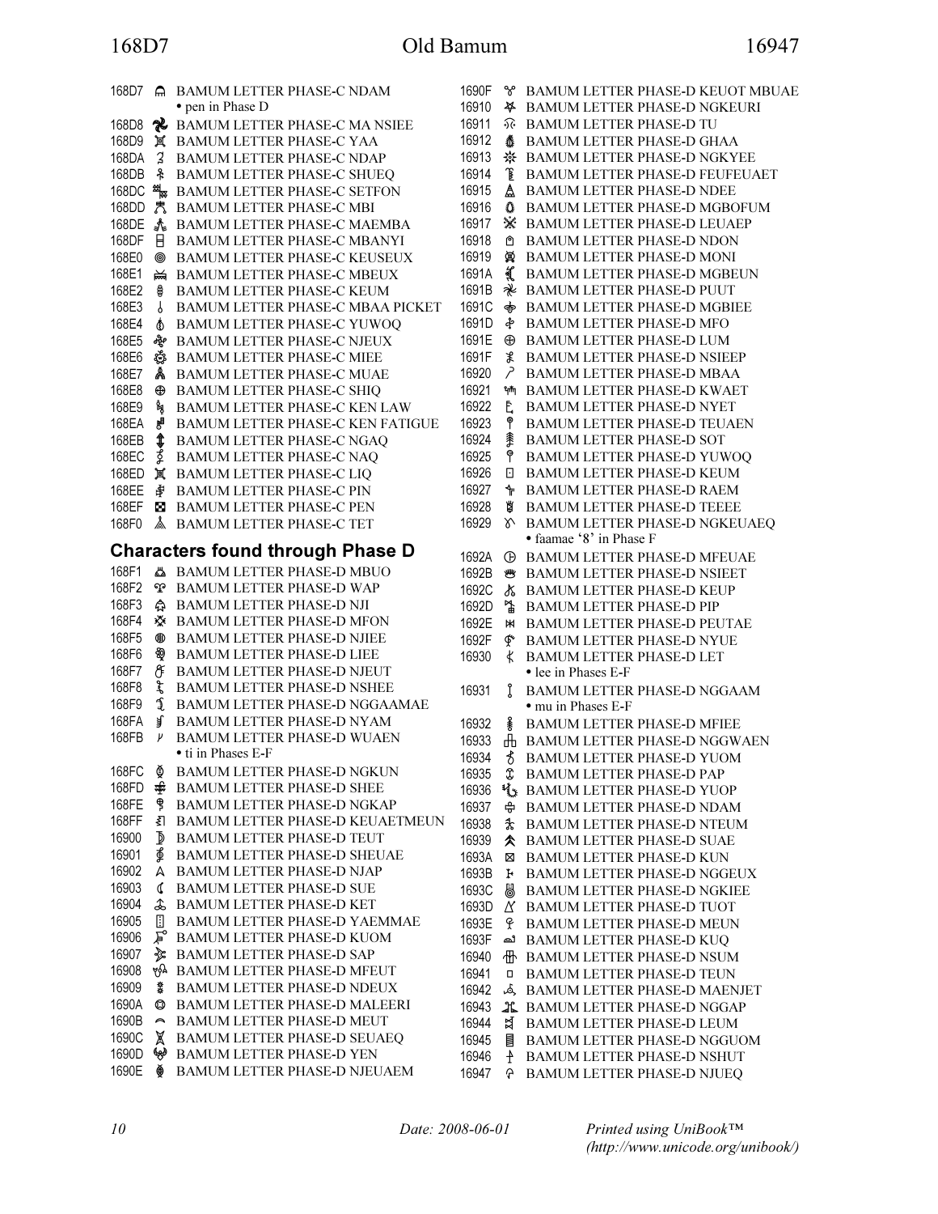168D7 𖣗 BAMUM LETTER PHASE-C NDAM
• pen in Phase D

168D8 𖣘 BAMUM LETTER PHASE-C MA NSIEE

168D9 𖣙 BAMUM LETTER PHASE-C YAA

168DA 𖣚 BAMUM LETTER PHASE-C NDAP

168DB 𖣛 BAMUM LETTER PHASE-C SHUEQ

168DC 𖣜 BAMUM LETTER PHASE-C SETFON

168DD 𖣝 BAMUM LETTER PHASE-C MBI

168DE 𖣞 BAMUM LETTER PHASE-C MAEMBA

168DF 𖣟 BAMUM LETTER PHASE-C MBANYI

168E0 𖣠 BAMUM LETTER PHASE-C KEUSEUX

168E1 𖣡 BAMUM LETTER PHASE-C MBEUX

168E2 𖣢 BAMUM LETTER PHASE-C KEUM

168E3 𖣣 BAMUM LETTER PHASE-C MBAA PICKET

168E4 𖣤 BAMUM LETTER PHASE-C YUWOQ

168E5 𖣥 BAMUM LETTER PHASE-C NJEUX

168E6 𖣦 BAMUM LETTER PHASE-C MIEE

168E7 𖣧 BAMUM LETTER PHASE-C MUAE

168E8 𖣨 BAMUM LETTER PHASE-C SHIQ

168E9 𖣩 BAMUM LETTER PHASE-C KEN LAW

168EA 𖣪 BAMUM LETTER PHASE-C KEN FATIGUE

168EB 𖣫 BAMUM LETTER PHASE-C NGAQ

168EC 𖣬 BAMUM LETTER PHASE-C NAQ

168ED 𖣭 BAMUM LETTER PHASE-C LIQ

168EE 𖣮 BAMUM LETTER PHASE-C PIN

168EF 𖣯 BAMUM LETTER PHASE-C PEN

168F0 𖣰 BAMUM LETTER PHASE-C TET

## Characters found through Phase D

168F1 𖣱 BAMUM LETTER PHASE-D MBUO

168F2 𖣲 BAMUM LETTER PHASE-D WAP

168F3 𖣳 BAMUM LETTER PHASE-D NJI

168F4 𖣴 BAMUM LETTER PHASE-D MFON

168F5 𖣵 BAMUM LETTER PHASE-D NJIEE

168F6 𖣶 BAMUM LETTER PHASE-D LIEE

168F7 𖣷 BAMUM LETTER PHASE-D NJEUT

168F8 𖣸 BAMUM LETTER PHASE-D NSHEE

168F9 𖣹 BAMUM LETTER PHASE-D NGGAAMAE

168FA 𖣺 BAMUM LETTER PHASE-D NYAM

168FB 𖣻 BAMUM LETTER PHASE-D WUAEN
• ti in Phases E-F

168FC 𖣼 BAMUM LETTER PHASE-D NGKUN

168FD 𖣽 BAMUM LETTER PHASE-D SHEE

168FE 𖣾 BAMUM LETTER PHASE-D NGKAP

168FF 𖣿 BAMUM LETTER PHASE-D KEUAETMEUN

16900 𖤀 BAMUM LETTER PHASE-D TEUT

16901 𖤁 BAMUM LETTER PHASE-D SHEUAE

16902 𖤂 BAMUM LETTER PHASE-D NJAP

16903 𖤃 BAMUM LETTER PHASE-D SUE

16904 𖤄 BAMUM LETTER PHASE-D KET

16905 𖤅 BAMUM LETTER PHASE-D YAEMMAE

16906 𖤆 BAMUM LETTER PHASE-D KUOM

16907 𖤇 BAMUM LETTER PHASE-D SAP

16908 𖤈 BAMUM LETTER PHASE-D MFEUT

16909 𖤉 BAMUM LETTER PHASE-D NDEUX

1690A 𖤊 BAMUM LETTER PHASE-D MALEERI

1690B 𖤋 BAMUM LETTER PHASE-D MEUT

1690C 𖤌 BAMUM LETTER PHASE-D SEUAEQ

1690D 𖤍 BAMUM LETTER PHASE-D YEN

1690E 𖤎 BAMUM LETTER PHASE-D NJEUAEM

1690F 𖤏 BAMUM LETTER PHASE-D KEUOT MBUAE

16910 𖤐 BAMUM LETTER PHASE-D NGKEURI

16911 𖤑 BAMUM LETTER PHASE-D TU

16912 𖤒 BAMUM LETTER PHASE-D GHAA

16913 𖤓 BAMUM LETTER PHASE-D NGKYEE

16914 𖤔 BAMUM LETTER PHASE-D FEUFEUAET

16915 𖤕 BAMUM LETTER PHASE-D NDEE

16916 𖤖 BAMUM LETTER PHASE-D MGBOFUM

16917 𖤗 BAMUM LETTER PHASE-D LEUAEP

16918 𖤘 BAMUM LETTER PHASE-D NDON

16919 𖤙 BAMUM LETTER PHASE-D MONI

1691A 𖤚 BAMUM LETTER PHASE-D MGBEUN

1691B 𖤛 BAMUM LETTER PHASE-D PUUT

1691C 𖤜 BAMUM LETTER PHASE-D MGBIEE

1691D 𖤝 BAMUM LETTER PHASE-D MFO

1691E 𖤞 BAMUM LETTER PHASE-D LUM

1691F 𖤟 BAMUM LETTER PHASE-D NSIEEP

16920 𖤠 BAMUM LETTER PHASE-D MBAA

16921 𖤡 BAMUM LETTER PHASE-D KWAET

16922 𖤢 BAMUM LETTER PHASE-D NYET

16923 𖤣 BAMUM LETTER PHASE-D TEUAEN

16924 𖤤 BAMUM LETTER PHASE-D SOT

16925 𖤥 BAMUM LETTER PHASE-D YUWOQ

16926 𖤦 BAMUM LETTER PHASE-D KEUM

16927 𖤧 BAMUM LETTER PHASE-D RAEM

16928 𖤨 BAMUM LETTER PHASE-D TEEEE

16929 𖤩 BAMUM LETTER PHASE-D NGKEUAEQ
• faamae '8' in Phase F

1692A 𖤪 BAMUM LETTER PHASE-D MFEUAE

1692B 𖤫 BAMUM LETTER PHASE-D NSIEET

1692C 𖤬 BAMUM LETTER PHASE-D KEUP

1692D 𖤭 BAMUM LETTER PHASE-D PIP

1692E 𖤮 BAMUM LETTER PHASE-D PEUTAE

1692F 𖤯 BAMUM LETTER PHASE-D NYUE

16930 𖤰 BAMUM LETTER PHASE-D LET
• lee in Phases E-F

16931 𖤱 BAMUM LETTER PHASE-D NGGAAM
• mu in Phases E-F

16932 𖤲 BAMUM LETTER PHASE-D MFIEE

16933 𖤳 BAMUM LETTER PHASE-D NGGWAEN

16934 𖤴 BAMUM LETTER PHASE-D YUOM

16935 𖤵 BAMUM LETTER PHASE-D PAP

16936 𖤶 BAMUM LETTER PHASE-D YUOP

16937 𖤷 BAMUM LETTER PHASE-D NDAM

16938 𖤸 BAMUM LETTER PHASE-D NTEUM

16939 𖤹 BAMUM LETTER PHASE-D SUAE

1693A 𖤺 BAMUM LETTER PHASE-D KUN

1693B 𖤻 BAMUM LETTER PHASE-D NGGEUX

1693C 𖤼 BAMUM LETTER PHASE-D NGKIEE

1693D 𖤽 BAMUM LETTER PHASE-D TUOT

1693E 𖤾 BAMUM LETTER PHASE-D MEUN

1693F 𖤿 BAMUM LETTER PHASE-D KUQ

16940 𖥀 BAMUM LETTER PHASE-D NSUM

16941 𖥁 BAMUM LETTER PHASE-D TEUN

16942 𖥂 BAMUM LETTER PHASE-D MAENJET

16943 𖥃 BAMUM LETTER PHASE-D NGGAP

16944 𖥄 BAMUM LETTER PHASE-D LEUM

16945 𖥅 BAMUM LETTER PHASE-D NGGUOM

16946 𖥆 BAMUM LETTER PHASE-D NSHUT

16947 𖥇 BAMUM LETTER PHASE-D NJUEQ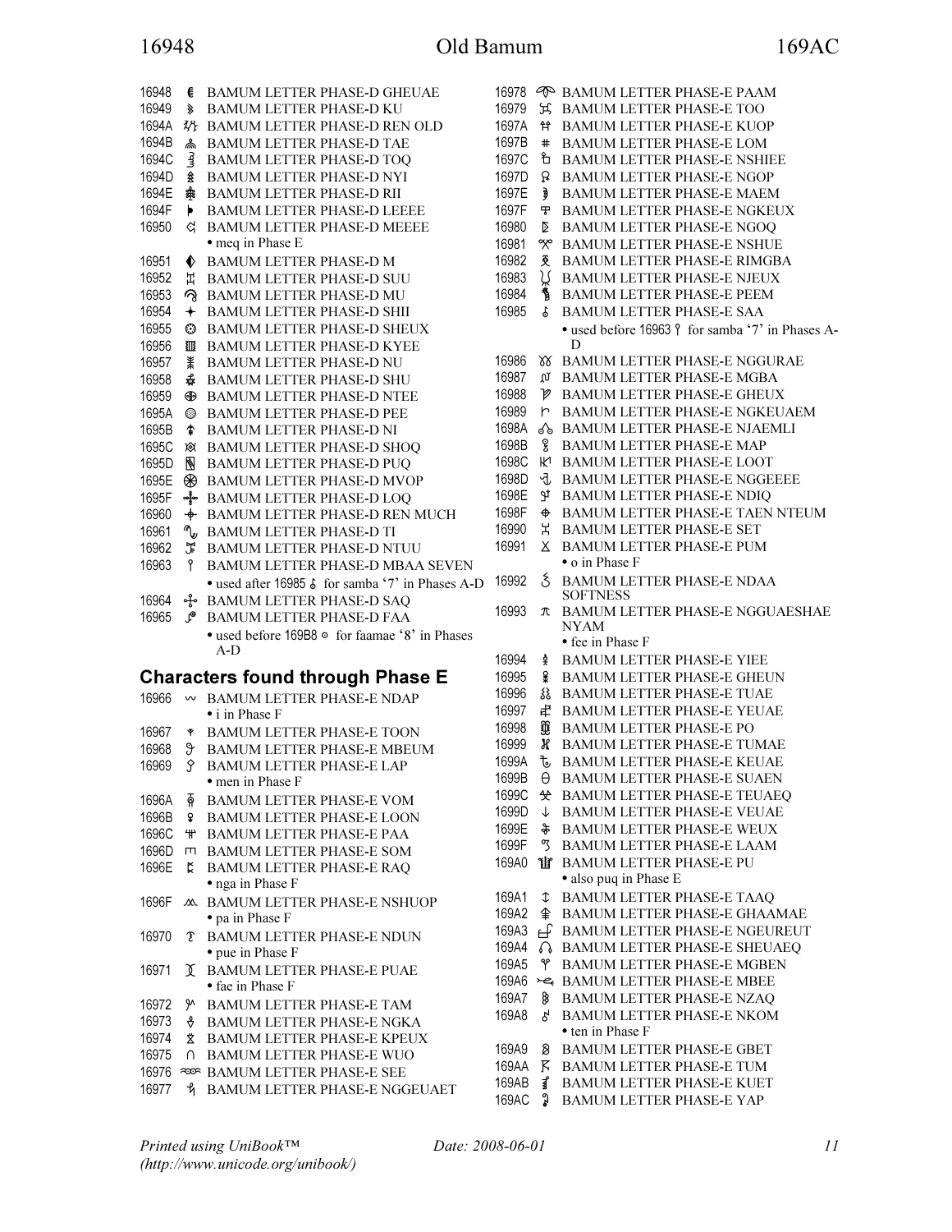16948 𖥈 BAMUM LETTER PHASE-D GHEUAE
16949 𖥉 BAMUM LETTER PHASE-D KU
1694A 𖥊 BAMUM LETTER PHASE-D REN OLD
1694B 𖥋 BAMUM LETTER PHASE-D TAE
1694C 𖥌 BAMUM LETTER PHASE-D TOQ
1694D 𖥍 BAMUM LETTER PHASE-D NYI
1694E 𖥎 BAMUM LETTER PHASE-D RII
1694F 𖥏 BAMUM LETTER PHASE-D LEEEE
16950 𖥐 BAMUM LETTER PHASE-D MEEEE
• meq in Phase E
16951 𖥑 BAMUM LETTER PHASE-D M
16952 𖥒 BAMUM LETTER PHASE-D SUU
16953 𖥓 BAMUM LETTER PHASE-D MU
16954 𖥔 BAMUM LETTER PHASE-D SHII
16955 𖥕 BAMUM LETTER PHASE-D SHEUX
16956 𖥖 BAMUM LETTER PHASE-D KYEE
16957 𖥗 BAMUM LETTER PHASE-D NU
16958 𖥘 BAMUM LETTER PHASE-D SHU
16959 𖥙 BAMUM LETTER PHASE-D NTEE
1695A 𖥚 BAMUM LETTER PHASE-D PEE
1695B 𖥛 BAMUM LETTER PHASE-D NI
1695C 𖥜 BAMUM LETTER PHASE-D SHOQ
1695D 𖥝 BAMUM LETTER PHASE-D PUQ
1695E 𖥞 BAMUM LETTER PHASE-D MVOP
1695F 𖥟 BAMUM LETTER PHASE-D LOQ
16960 𖥠 BAMUM LETTER PHASE-D REN MUCH
16961 𖥡 BAMUM LETTER PHASE-D TI
16962 𖥢 BAMUM LETTER PHASE-D NTUU
16963 𖥣 BAMUM LETTER PHASE-D MBAA SEVEN
• used after 16985 𖦅 for samba '7' in Phases A-D
16964 𖥤 BAMUM LETTER PHASE-D SAQ
16965 𖥥 BAMUM LETTER PHASE-D FAA
• used before 169B8 𖦸 for faamae '8' in Phases A-D

## Characters found through Phase E

16966 𖥦 BAMUM LETTER PHASE-E NDAP
• i in Phase F
16967 𖥧 BAMUM LETTER PHASE-E TOON
16968 𖥨 BAMUM LETTER PHASE-E MBEUM
16969 𖥩 BAMUM LETTER PHASE-E LAP
• men in Phase F
1696A 𖥪 BAMUM LETTER PHASE-E VOM
1696B 𖥫 BAMUM LETTER PHASE-E LOON
1696C 𖥬 BAMUM LETTER PHASE-E PAA
1696D 𖥭 BAMUM LETTER PHASE-E SOM
1696E 𖥮 BAMUM LETTER PHASE-E RAQ
• nga in Phase F
1696F 𖥯 BAMUM LETTER PHASE-E NSHUOP
• pa in Phase F
16970 𖥰 BAMUM LETTER PHASE-E NDUN
• pue in Phase F
16971 𖥱 BAMUM LETTER PHASE-E PUAE
• fae in Phase F
16972 𖥲 BAMUM LETTER PHASE-E TAM
16973 𖥳 BAMUM LETTER PHASE-E NGKA
16974 𖥴 BAMUM LETTER PHASE-E KPEUX
16975 𖥵 BAMUM LETTER PHASE-E WUO
16976 𖥶 BAMUM LETTER PHASE-E SEE
16977 𖥷 BAMUM LETTER PHASE-E NGGEUAET
16978 𖥸 BAMUM LETTER PHASE-E PAAM
16979 𖥹 BAMUM LETTER PHASE-E TOO
1697A 𖥺 BAMUM LETTER PHASE-E KUOP
1697B 𖥻 BAMUM LETTER PHASE-E LOM
1697C 𖥼 BAMUM LETTER PHASE-E NSHIEE
1697D 𖥽 BAMUM LETTER PHASE-E NGOP
1697E 𖥾 BAMUM LETTER PHASE-E MAEM
1697F 𖥿 BAMUM LETTER PHASE-E NGKEUX
16980 𖦀 BAMUM LETTER PHASE-E NGOQ
16981 𖦁 BAMUM LETTER PHASE-E NSHUE
16982 𖦂 BAMUM LETTER PHASE-E RIMGBA
16983 𖦃 BAMUM LETTER PHASE-E NJEUX
16984 𖦄 BAMUM LETTER PHASE-E PEEM
16985 𖦅 BAMUM LETTER PHASE-E SAA
• used before 16963 𖥣 for samba '7' in Phases A-D
16986 𖦆 BAMUM LETTER PHASE-E NGGURAE
16987 𖦇 BAMUM LETTER PHASE-E MGBA
16988 𖦈 BAMUM LETTER PHASE-E GHEUX
16989 𖦉 BAMUM LETTER PHASE-E NGKEUAEM
1698A 𖦊 BAMUM LETTER PHASE-E NJAEMLI
1698B 𖦋 BAMUM LETTER PHASE-E MAP
1698C 𖦌 BAMUM LETTER PHASE-E LOOT
1698D 𖦍 BAMUM LETTER PHASE-E NGGEEEE
1698E 𖦎 BAMUM LETTER PHASE-E NDIQ
1698F 𖦏 BAMUM LETTER PHASE-E TAEN NTEUM
16990 𖦐 BAMUM LETTER PHASE-E SET
16991 𖦑 BAMUM LETTER PHASE-E PUM
• o in Phase F
16992 𖦒 BAMUM LETTER PHASE-E NDAA SOFTNESS
16993 𖦓 BAMUM LETTER PHASE-E NGGUAESHAE NYAM
• fee in Phase F
16994 𖦔 BAMUM LETTER PHASE-E YIEE
16995 𖦕 BAMUM LETTER PHASE-E GHEUN
16996 𖦖 BAMUM LETTER PHASE-E TUAE
16997 𖦗 BAMUM LETTER PHASE-E YEUAE
16998 𖦘 BAMUM LETTER PHASE-E PO
16999 𖦙 BAMUM LETTER PHASE-E TUMAE
1699A 𖦚 BAMUM LETTER PHASE-E KEUAE
1699B 𖦛 BAMUM LETTER PHASE-E SUAEN
1699C 𖦜 BAMUM LETTER PHASE-E TEUAEQ
1699D 𖦝 BAMUM LETTER PHASE-E VEUAE
1699E 𖦞 BAMUM LETTER PHASE-E WEUX
1699F 𖦟 BAMUM LETTER PHASE-E LAAM
169A0 𖦠 BAMUM LETTER PHASE-E PU
• also puq in Phase E
169A1 𖦡 BAMUM LETTER PHASE-E TAAQ
169A2 𖦢 BAMUM LETTER PHASE-E GHAAMAE
169A3 𖦣 BAMUM LETTER PHASE-E NGEUREUT
169A4 𖦤 BAMUM LETTER PHASE-E SHEUAEQ
169A5 𖦥 BAMUM LETTER PHASE-E MGBEN
169A6 𖦦 BAMUM LETTER PHASE-E MBEE
169A7 𖦧 BAMUM LETTER PHASE-E NZAQ
169A8 𖦨 BAMUM LETTER PHASE-E NKOM
• ten in Phase F
169A9 𖦩 BAMUM LETTER PHASE-E GBET
169AA 𖦪 BAMUM LETTER PHASE-E TUM
169AB 𖦫 BAMUM LETTER PHASE-E KUET
169AC 𖦬 BAMUM LETTER PHASE-E YAP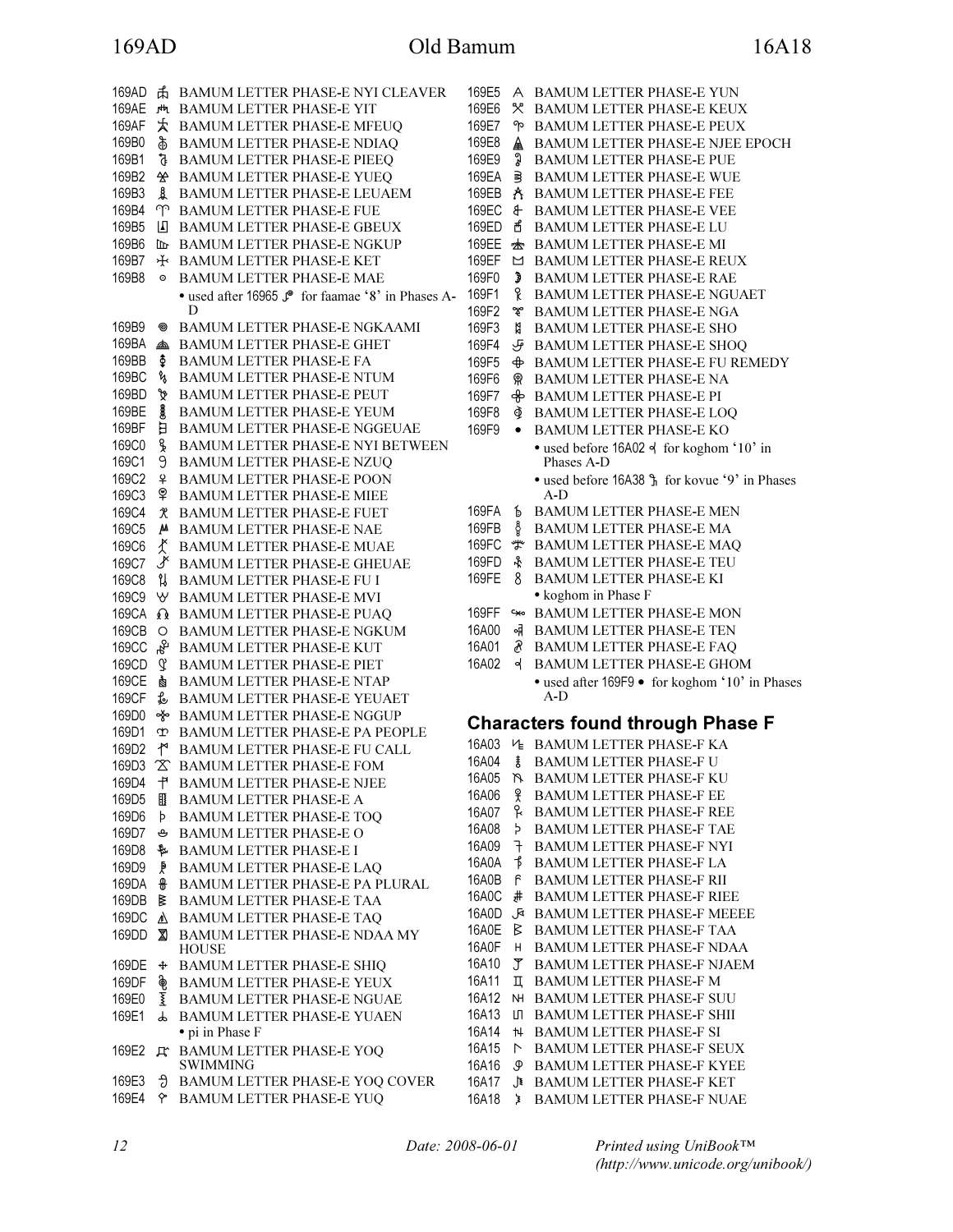169AD 𖦭 BAMUM LETTER PHASE-E NYI CLEAVER
169AE 𖦮 BAMUM LETTER PHASE-E YIT
169AF 𖦯 BAMUM LETTER PHASE-E MFEUQ
169B0 𖦰 BAMUM LETTER PHASE-E NDIAQ
169B1 𖦱 BAMUM LETTER PHASE-E PIEEQ
169B2 𖦲 BAMUM LETTER PHASE-E YUEQ
169B3 𖦳 BAMUM LETTER PHASE-E LEUAEM
169B4 𖦴 BAMUM LETTER PHASE-E FUE
169B5 𖦵 BAMUM LETTER PHASE-E GBEUX
169B6 𖦶 BAMUM LETTER PHASE-E NGKUP
169B7 𖦷 BAMUM LETTER PHASE-E KET
169B8 𖦸 BAMUM LETTER PHASE-E MAE
- used after 16965 𖥥 for faamae '8' in Phases A-D

169B9 𖦹 BAMUM LETTER PHASE-E NGKAAMI
169BA 𖦺 BAMUM LETTER PHASE-E GHET
169BB 𖦻 BAMUM LETTER PHASE-E FA
169BC 𖦼 BAMUM LETTER PHASE-E NTUM
169BD 𖦽 BAMUM LETTER PHASE-E PEUT
169BE 𖦾 BAMUM LETTER PHASE-E YEUM
169BF 𖦿 BAMUM LETTER PHASE-E NGGEUAE
169C0 𖧀 BAMUM LETTER PHASE-E NYI BETWEEN
169C1 𖧁 BAMUM LETTER PHASE-E NZUQ
169C2 𖧂 BAMUM LETTER PHASE-E POON
169C3 𖧃 BAMUM LETTER PHASE-E MIEE
169C4 𖧄 BAMUM LETTER PHASE-E FUET
169C5 𖧅 BAMUM LETTER PHASE-E NAE
169C6 𖧆 BAMUM LETTER PHASE-E MUAE
169C7 𖧇 BAMUM LETTER PHASE-E GHEUAE
169C8 𖧈 BAMUM LETTER PHASE-E FU I
169C9 𖧉 BAMUM LETTER PHASE-E MVI
169CA 𖧊 BAMUM LETTER PHASE-E PUAQ
169CB 𖧋 BAMUM LETTER PHASE-E NGKUM
169CC 𖧌 BAMUM LETTER PHASE-E KUT
169CD 𖧍 BAMUM LETTER PHASE-E PIET
169CE 𖧎 BAMUM LETTER PHASE-E NTAP
169CF 𖧏 BAMUM LETTER PHASE-E YEUAET
169D0 𖧐 BAMUM LETTER PHASE-E NGGUP
169D1 𖧑 BAMUM LETTER PHASE-E PA PEOPLE
169D2 𖧒 BAMUM LETTER PHASE-E FU CALL
169D3 𖧓 BAMUM LETTER PHASE-E FOM
169D4 𖧔 BAMUM LETTER PHASE-E NJEE
169D5 𖧕 BAMUM LETTER PHASE-E A
169D6 𖧖 BAMUM LETTER PHASE-E TOQ
169D7 𖧗 BAMUM LETTER PHASE-E O
169D8 𖧘 BAMUM LETTER PHASE-E I
169D9 𖧙 BAMUM LETTER PHASE-E LAQ
169DA 𖧚 BAMUM LETTER PHASE-E PA PLURAL
169DB 𖧛 BAMUM LETTER PHASE-E TAA
169DC 𖧜 BAMUM LETTER PHASE-E TAQ
169DD 𖧝 BAMUM LETTER PHASE-E NDAA MY HOUSE
169DE 𖧞 BAMUM LETTER PHASE-E SHIQ
169DF 𖧟 BAMUM LETTER PHASE-E YEUX
169E0 𖧠 BAMUM LETTER PHASE-E NGUAE
169E1 𖧡 BAMUM LETTER PHASE-E YUAEN
- pi in Phase F

169E2 𖧢 BAMUM LETTER PHASE-E YOQ SWIMMING
169E3 𖧣 BAMUM LETTER PHASE-E YOQ COVER
169E4 𖧤 BAMUM LETTER PHASE-E YUQ
169E5 𖧥 BAMUM LETTER PHASE-E YUN
169E6 𖧦 BAMUM LETTER PHASE-E KEUX
169E7 𖧧 BAMUM LETTER PHASE-E PEUX
169E8 𖧨 BAMUM LETTER PHASE-E NJEE EPOCH
169E9 𖧩 BAMUM LETTER PHASE-E PUE
169EA 𖧪 BAMUM LETTER PHASE-E WUE
169EB 𖧫 BAMUM LETTER PHASE-E FEE
169EC 𖧬 BAMUM LETTER PHASE-E VEE
169ED 𖧭 BAMUM LETTER PHASE-E LU
169EE 𖧮 BAMUM LETTER PHASE-E MI
169EF 𖧯 BAMUM LETTER PHASE-E REUX
169F0 𖧰 BAMUM LETTER PHASE-E RAE
169F1 𖧱 BAMUM LETTER PHASE-E NGUAET
169F2 𖧲 BAMUM LETTER PHASE-E NGA
169F3 𖧳 BAMUM LETTER PHASE-E SHO
169F4 𖧴 BAMUM LETTER PHASE-E SHOQ
169F5 𖧵 BAMUM LETTER PHASE-E FU REMEDY
169F6 𖧶 BAMUM LETTER PHASE-E NA
169F7 𖧷 BAMUM LETTER PHASE-E PI
169F8 𖧸 BAMUM LETTER PHASE-E LOQ
169F9 𖧹 BAMUM LETTER PHASE-E KO
- used before 16A02 𖨂 for koghom '10' in Phases A-D
- used before 16A38 𖨸 for kovue '9' in Phases A-D

169FA 𖧺 BAMUM LETTER PHASE-E MEN
169FB 𖧻 BAMUM LETTER PHASE-E MA
169FC 𖧼 BAMUM LETTER PHASE-E MAQ
169FD 𖧽 BAMUM LETTER PHASE-E TEU
169FE 𖧾 BAMUM LETTER PHASE-E KI
- koghom in Phase F

169FF 𖧿 BAMUM LETTER PHASE-E MON
16A00 𖨀 BAMUM LETTER PHASE-E TEN
16A01 𖨁 BAMUM LETTER PHASE-E FAQ
16A02 𖨂 BAMUM LETTER PHASE-E GHOM
- used after 169F9 𖧹 for koghom '10' in Phases A-D

## Characters found through Phase F

16A03 𖨃 BAMUM LETTER PHASE-F KA
16A04 𖨄 BAMUM LETTER PHASE-F U
16A05 𖨅 BAMUM LETTER PHASE-F KU
16A06 𖨆 BAMUM LETTER PHASE-F EE
16A07 𖨇 BAMUM LETTER PHASE-F REE
16A08 𖨈 BAMUM LETTER PHASE-F TAE
16A09 𖨉 BAMUM LETTER PHASE-F NYI
16A0A 𖨊 BAMUM LETTER PHASE-F LA
16A0B 𖨋 BAMUM LETTER PHASE-F RII
16A0C 𖨌 BAMUM LETTER PHASE-F RIEE
16A0D 𖨍 BAMUM LETTER PHASE-F MEEEE
16A0E 𖨎 BAMUM LETTER PHASE-F TAA
16A0F 𖨏 BAMUM LETTER PHASE-F NDAA
16A10 𖨐 BAMUM LETTER PHASE-F NJAEM
16A11 𖨑 BAMUM LETTER PHASE-F M
16A12 𖨒 BAMUM LETTER PHASE-F SUU
16A13 𖨓 BAMUM LETTER PHASE-F SHII
16A14 𖨔 BAMUM LETTER PHASE-F SI
16A15 𖨕 BAMUM LETTER PHASE-F SEUX
16A16 𖨖 BAMUM LETTER PHASE-F KYEE
16A17 𖨗 BAMUM LETTER PHASE-F KET
16A18 𖨘 BAMUM LETTER PHASE-F NUAE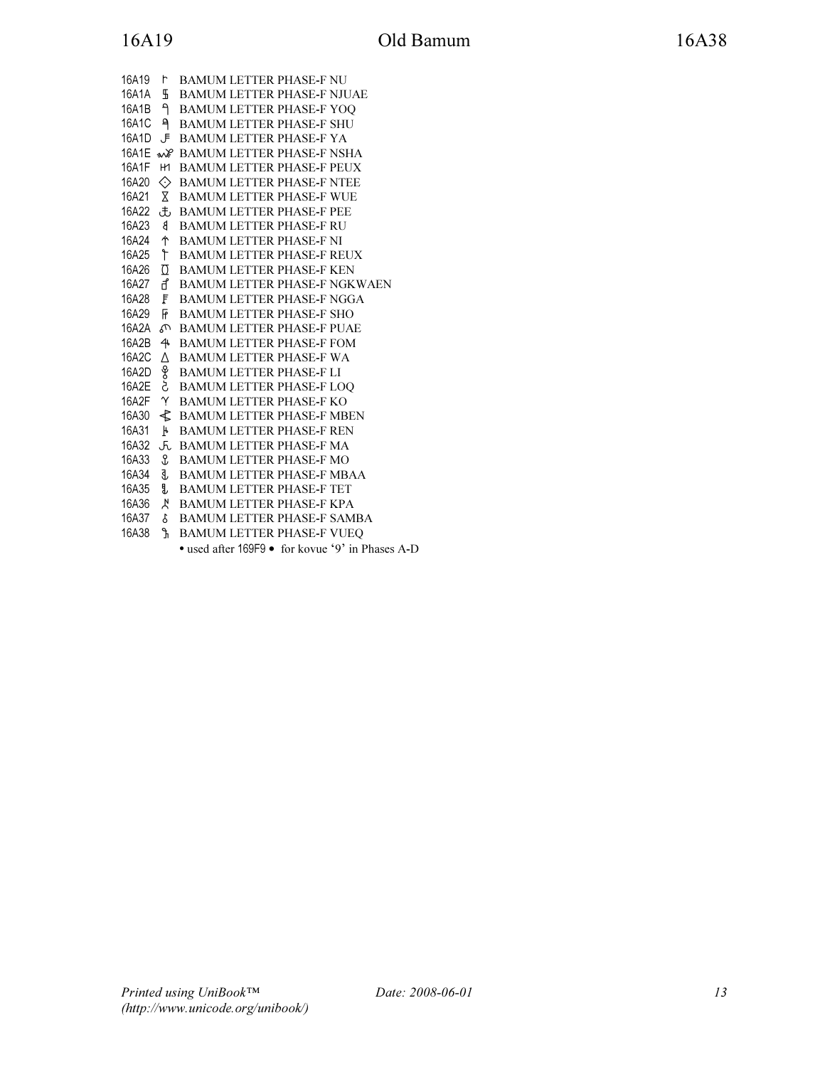16A19	𖨙	BAMUM LETTER PHASE-F NU
16A1A	𖨚	BAMUM LETTER PHASE-F NJUAE
16A1B	𖨛	BAMUM LETTER PHASE-F YOQ
16A1C	𖨜	BAMUM LETTER PHASE-F SHU
16A1D	𖨝	BAMUM LETTER PHASE-F YA
16A1E	𖨞	BAMUM LETTER PHASE-F NSHA
16A1F	𖨟	BAMUM LETTER PHASE-F PEUX
16A20	𖨠	BAMUM LETTER PHASE-F NTEE
16A21	𖨡	BAMUM LETTER PHASE-F WUE
16A22	𖨢	BAMUM LETTER PHASE-F PEE
16A23	𖨣	BAMUM LETTER PHASE-F RU
16A24	𖨤	BAMUM LETTER PHASE-F NI
16A25	𖨥	BAMUM LETTER PHASE-F REUX
16A26	𖨦	BAMUM LETTER PHASE-F KEN
16A27	𖨧	BAMUM LETTER PHASE-F NGKWAEN
16A28	𖨨	BAMUM LETTER PHASE-F NGGA
16A29	𖨩	BAMUM LETTER PHASE-F SHO
16A2A	𖨪	BAMUM LETTER PHASE-F PUAE
16A2B	𖨫	BAMUM LETTER PHASE-F FOM
16A2C	𖨬	BAMUM LETTER PHASE-F WA
16A2D	𖨭	BAMUM LETTER PHASE-F LI
16A2E	𖨮	BAMUM LETTER PHASE-F LOQ
16A2F	𖨯	BAMUM LETTER PHASE-F KO
16A30	𖨰	BAMUM LETTER PHASE-F MBEN
16A31	𖨱	BAMUM LETTER PHASE-F REN
16A32	𖨲	BAMUM LETTER PHASE-F MA
16A33	𖨳	BAMUM LETTER PHASE-F MO
16A34	𖨴	BAMUM LETTER PHASE-F MBAA
16A35	𖨵	BAMUM LETTER PHASE-F TET
16A36	𖨶	BAMUM LETTER PHASE-F KPA
16A37	𖨷	BAMUM LETTER PHASE-F SAMBA
16A38	𖨸	BAMUM LETTER PHASE-F VUEQ
• used after 169F9 • for kovue '9' in Phases A-D